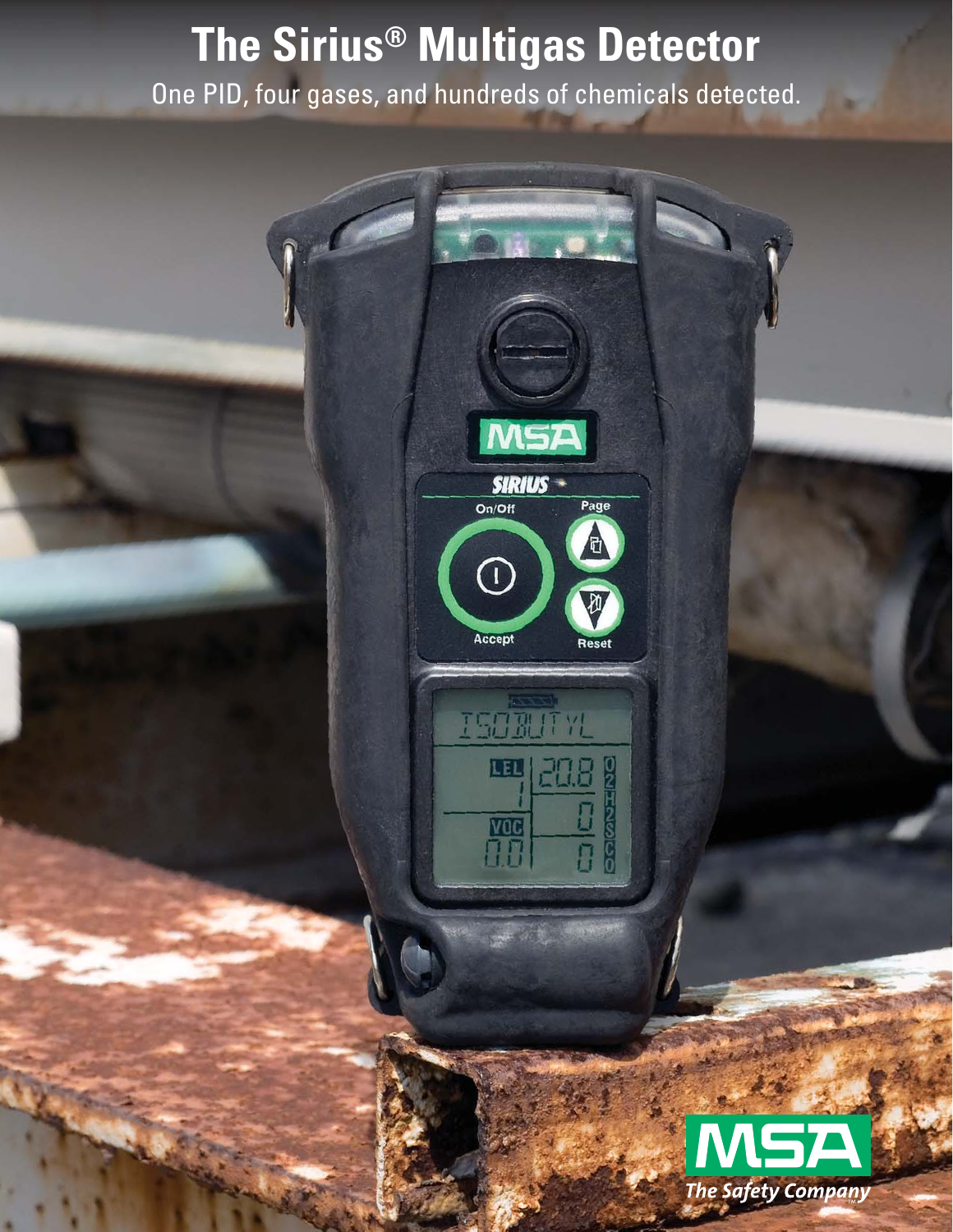# The Sirius® Multigas Detector

One PID, four gases, and hundreds of chemicals detected.

MSA The Safety Company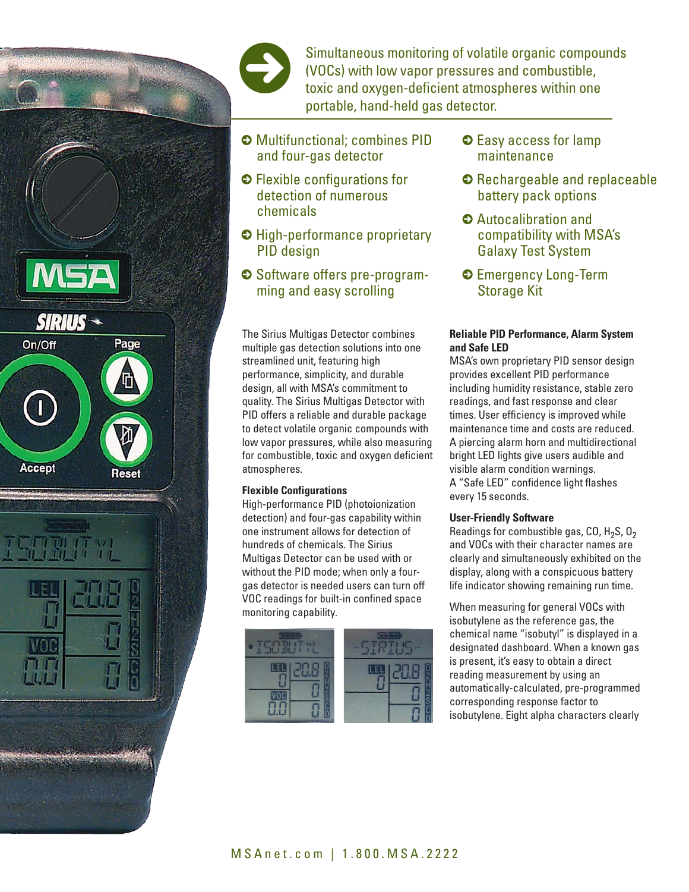Simultaneous monitoring of volatile organic compounds (VOCs) with low vapor pressures and combustible, toxic and oxygen-deficient atmospheres within one portable, hand-held gas detector.

- Multifunctional; combines PID and four-gas detector
- Flexible configurations for detection of numerous chemicals
- High-performance proprietary PID design
- Software offers pre-programming and easy scrolling
- Easy access for lamp maintenance
- Rechargeable and replaceable battery pack options
- Autocalibration and compatibility with MSA's Galaxy Test System
- Emergency Long-Term Storage Kit

The Sirius Multigas Detector combines multiple gas detection solutions into one streamlined unit, featuring high performance, simplicity, and durable design, all with MSA's commitment to quality. The Sirius Multigas Detector with PID offers a reliable and durable package to detect volatile organic compounds with low vapor pressures, while also measuring for combustible, toxic and oxygen deficient atmospheres.

**Flexible Configurations**

High-performance PID (photoionization detection) and four-gas capability within one instrument allows for detection of hundreds of chemicals. The Sirius Multigas Detector can be used with or without the PID mode; when only a four-gas detector is needed users can turn off VOC readings for built-in confined space monitoring capability.

**Reliable PID Performance, Alarm System and Safe LED**

MSA's own proprietary PID sensor design provides excellent PID performance including humidity resistance, stable zero readings, and fast response and clear times. User efficiency is improved while maintenance time and costs are reduced. A piercing alarm horn and multidirectional bright LED lights give users audible and visible alarm condition warnings. A "Safe LED" confidence light flashes every 15 seconds.

**User-Friendly Software**

Readings for combustible gas, CO, $H_2S$, $O_2$ and VOCs with their character names are clearly and simultaneously exhibited on the display, along with a conspicuous battery life indicator showing remaining run time.

When measuring for general VOCs with isobutylene as the reference gas, the chemical name "isobutyl" is displayed in a designated dashboard. When a known gas is present, it's easy to obtain a direct reading measurement by using an automatically-calculated, pre-programmed corresponding response factor to isobutylene. Eight alpha characters clearly

MSAnet.com | 1.800.MSA.2222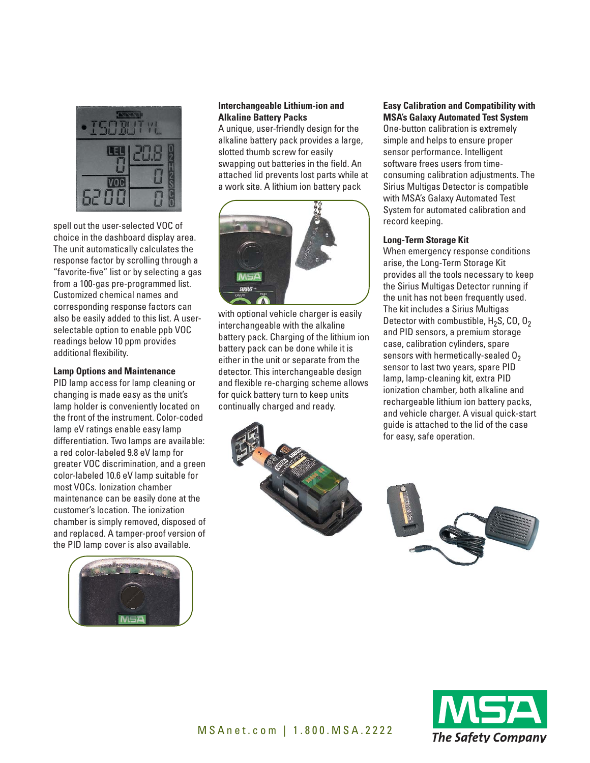spell out the user-selected VOC of choice in the dashboard display area. The unit automatically calculates the response factor by scrolling through a "favorite-five" list or by selecting a gas from a 100-gas pre-programmed list. Customized chemical names and corresponding response factors can also be easily added to this list. A user-selectable option to enable ppb VOC readings below 10 ppm provides additional flexibility.

**Lamp Options and Maintenance**

PID lamp access for lamp cleaning or changing is made easy as the unit's lamp holder is conveniently located on the front of the instrument. Color-coded lamp eV ratings enable easy lamp differentiation. Two lamps are available: a red color-labeled 9.8 eV lamp for greater VOC discrimination, and a green color-labeled 10.6 eV lamp suitable for most VOCs. Ionization chamber maintenance can be easily done at the customer's location. The ionization chamber is simply removed, disposed of and replaced. A tamper-proof version of the PID lamp cover is also available.

**Interchangeable Lithium-ion and Alkaline Battery Packs**

A unique, user-friendly design for the alkaline battery pack provides a large, slotted thumb screw for easily swapping out batteries in the field. An attached lid prevents lost parts while at a work site. A lithium ion battery pack with optional vehicle charger is easily interchangeable with the alkaline battery pack. Charging of the lithium ion battery pack can be done while it is either in the unit or separate from the detector. This interchangeable design and flexible re-charging scheme allows for quick battery turn to keep units continually charged and ready.

**Easy Calibration and Compatibility with MSA's Galaxy Automated Test System**

One-button calibration is extremely simple and helps to ensure proper sensor performance. Intelligent software frees users from time-consuming calibration adjustments. The Sirius Multigas Detector is compatible with MSA's Galaxy Automated Test System for automated calibration and record keeping.

**Long-Term Storage Kit**

When emergency response conditions arise, the Long-Term Storage Kit provides all the tools necessary to keep the Sirius Multigas Detector running if the unit has not been frequently used. The kit includes a Sirius Multigas Detector with combustible, $H_2S$, CO, $O_2$ and PID sensors, a premium storage case, calibration cylinders, spare sensors with hermetically-sealed $O_2$ sensor to last two years, spare PID lamp, lamp-cleaning kit, extra PID ionization chamber, both alkaline and rechargeable lithium ion battery packs, and vehicle charger. A visual quick-start guide is attached to the lid of the case for easy, safe operation.

MSAnet.com | 1.800.MSA.2222

MSA The Safety Company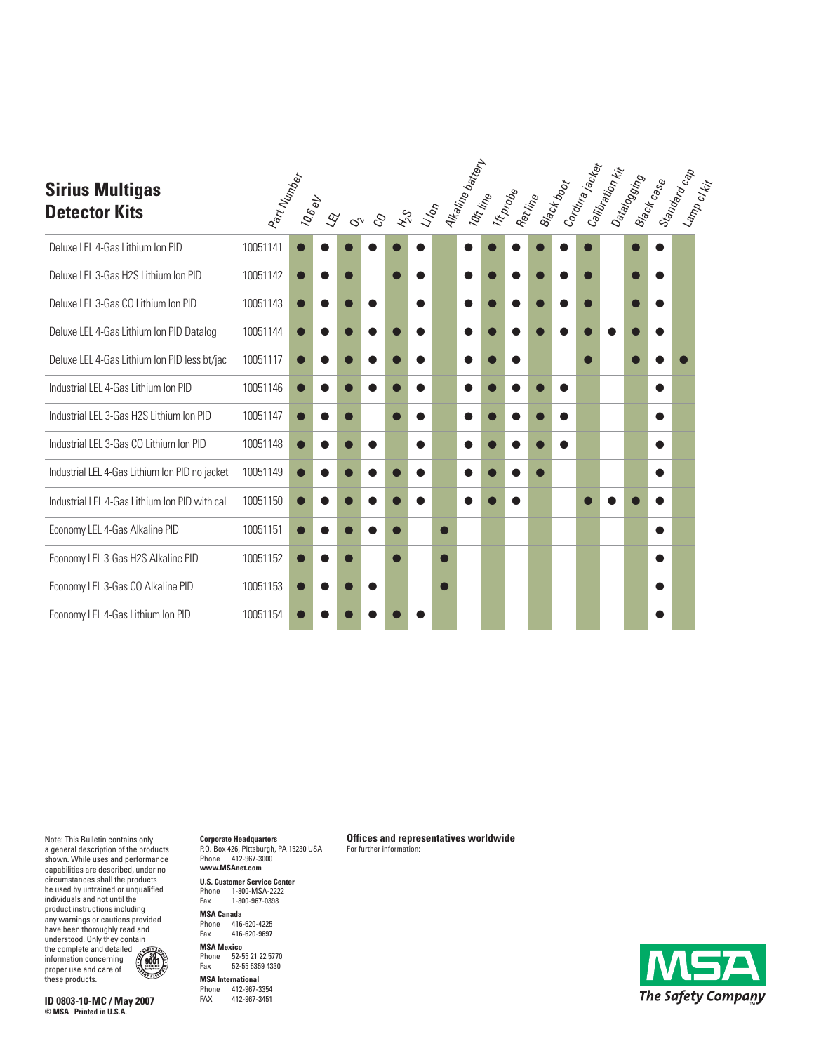## Sirius Multigas Detector Kits

| | Part Number | 10.6 eV | LEL | $O_2$ | CO | $H_2S$ | Li Ion | Alkaline battery | 10ft line | 1ft probe | Ret line | Black boot | Cordura jacket | Calibration kit | Datalogging | Black case | Standard cap | Lamp cl kit |
|---|---|---|---|---|---|---|---|---|---|---|---|---|---|---|---|---|---|---|
| Deluxe LEL 4-Gas Lithium Ion PID | 10051141 | ● | ● | ● | ● | ● | ● | | ● | ● | ● | ● | ● | ● | | ● | ● | |
| Deluxe LEL 3-Gas H2S Lithium Ion PID | 10051142 | ● | ● | ● | | ● | ● | | ● | ● | ● | ● | ● | ● | | ● | ● | |
| Deluxe LEL 3-Gas CO Lithium Ion PID | 10051143 | ● | ● | ● | ● | | ● | | ● | ● | ● | ● | ● | ● | | ● | ● | |
| Deluxe LEL 4-Gas Lithium Ion PID Datalog | 10051144 | ● | ● | ● | ● | ● | ● | | ● | ● | ● | ● | ● | ● | ● | ● | ● | |
| Deluxe LEL 4-Gas Lithium Ion PID less bt/jac | 10051117 | ● | ● | ● | ● | ● | ● | | ● | ● | ● | | | ● | | ● | ● | ● |
| Industrial LEL 4-Gas Lithium Ion PID | 10051146 | ● | ● | ● | ● | ● | ● | | ● | ● | ● | ● | ● | | | | ● | |
| Industrial LEL 3-Gas H2S Lithium Ion PID | 10051147 | ● | ● | ● | | ● | ● | | ● | ● | ● | ● | ● | | | | ● | |
| Industrial LEL 3-Gas CO Lithium Ion PID | 10051148 | ● | ● | ● | ● | | ● | | ● | ● | ● | ● | ● | | | | ● | |
| Industrial LEL 4-Gas Lithium Ion PID no jacket | 10051149 | ● | ● | ● | ● | ● | ● | | ● | ● | ● | ● | | | | | ● | |
| Industrial LEL 4-Gas Lithium Ion PID with cal | 10051150 | ● | ● | ● | ● | ● | ● | | ● | ● | ● | | | ● | ● | ● | ● | |
| Economy LEL 4-Gas Alkaline PID | 10051151 | ● | ● | ● | ● | ● | | ● | | | | | | | | | ● | |
| Economy LEL 3-Gas H2S Alkaline PID | 10051152 | ● | ● | ● | | ● | | ● | | | | | | | | | ● | |
| Economy LEL 3-Gas CO Alkaline PID | 10051153 | ● | ● | ● | ● | | | ● | | | | | | | | | ● | |
| Economy LEL 4-Gas Lithium Ion PID | 10051154 | ● | ● | ● | ● | ● | ● | | | | | | | | | | ● | |

Note: This Bulletin contains only a general description of the products shown. While uses and performance capabilities are described, under no circumstances shall the products be used by untrained or unqualified individuals and not until the product instructions including any warnings or cautions provided have been thoroughly read and understood. Only they contain the complete and detailed information concerning proper use and care of these products.

**ID 0803-10-MC / May 2007**
**© MSA Printed in U.S.A.**

**Corporate Headquarters**
P.O. Box 426, Pittsburgh, PA 15230 USA
Phone 412-967-3000
**www.MSAnet.com**

**U.S. Customer Service Center**
Phone 1-800-MSA-2222
Fax 1-800-967-0398

**MSA Canada**
Phone 416-620-4225
Fax 416-620-9697

**MSA Mexico**
Phone 52-55 21 22 5770
Fax 52-55 5359 4330

**MSA International**
Phone 412-967-3354
FAX 412-967-3451

**Offices and representatives worldwide**
For further information:

MSA *The Safety Company*